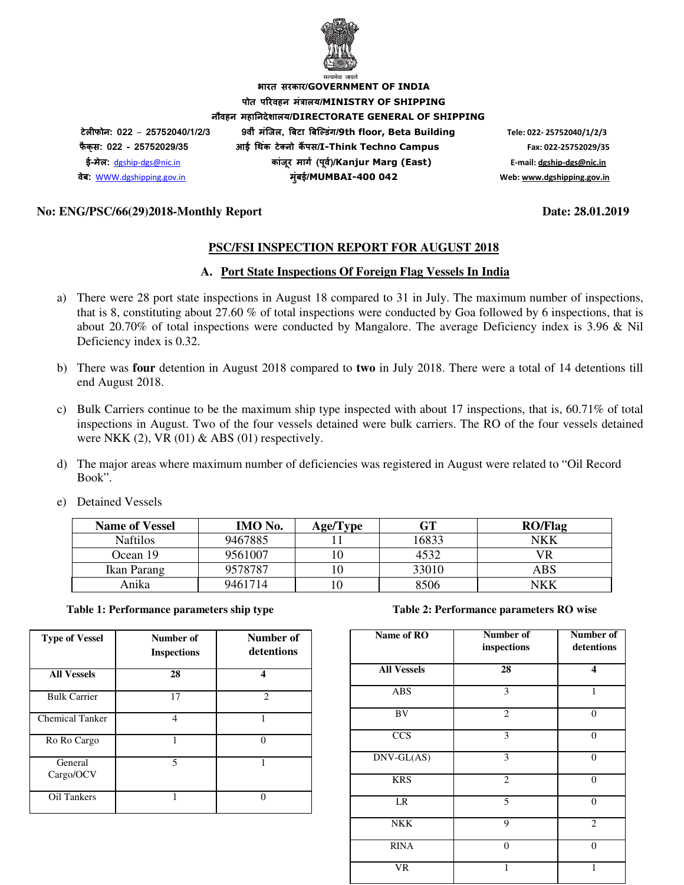भारत सरकार/GOVERNMENT OF INDIA

पोत परिवहन मंत्रालय/MINISTRY OF SHIPPING

नौवहन महानिदेशालय/DIRECTORATE GENERAL OF SHIPPING

टेलीफोन: 022 – 25752040/1/2/3
फैक्स: 022 - 25752029/35
ई-मेल: dgship-dgs@nic.in
वेब: WWW.dgshipping.gov.in

9वीं मंजिल, बिटा बिल्डिंग/9th floor, Beta Building
आई थिंक टेक्नो कैंपस/I-Think Techno Campus
कांजूर मार्ग (पूर्व)/Kanjur Marg (East)
मुंबई/MUMBAI-400 042

Tele: 022- 25752040/1/2/3
Fax: 022-25752029/35
E-mail: dgship-dgs@nic.in
Web: www.dgshipping.gov.in

**No: ENG/PSC/66(29)2018-Monthly Report** **Date: 28.01.2019**

## PSC/FSI INSPECTION REPORT FOR AUGUST 2018

### A. Port State Inspections Of Foreign Flag Vessels In India

a) There were 28 port state inspections in August 18 compared to 31 in July. The maximum number of inspections, that is 8, constituting about 27.60 % of total inspections were conducted by Goa followed by 6 inspections, that is about 20.70% of total inspections were conducted by Mangalore. The average Deficiency index is 3.96 & Nil Deficiency index is 0.32.

b) There was **four** detention in August 2018 compared to **two** in July 2018. There were a total of 14 detentions till end August 2018.

c) Bulk Carriers continue to be the maximum ship type inspected with about 17 inspections, that is, 60.71% of total inspections in August. Two of the four vessels detained were bulk carriers. The RO of the four vessels detained were NKK (2), VR (01) & ABS (01) respectively.

d) The major areas where maximum number of deficiencies was registered in August were related to "Oil Record Book".

e) Detained Vessels

| Name of Vessel | IMO No. | Age/Type | GT | RO/Flag |
|---|---|---|---|---|
| Naftilos | 9467885 | 11 | 16833 | NKK |
| Ocean 19 | 9561007 | 10 | 4532 | VR |
| Ikan Parang | 9578787 | 10 | 33010 | ABS |
| Anika | 9461714 | 10 | 8506 | NKK |

**Table 1: Performance parameters ship type**

| Type of Vessel | Number of Inspections | Number of detentions |
|---|---|---|
| **All Vessels** | **28** | **4** |
| Bulk Carrier | 17 | 2 |
| Chemical Tanker | 4 | 1 |
| Ro Ro Cargo | 1 | 0 |
| General Cargo/OCV | 5 | 1 |
| Oil Tankers | 1 | 0 |

**Table 2: Performance parameters RO wise**

| Name of RO | Number of inspections | Number of detentions |
|---|---|---|
| **All Vessels** | **28** | **4** |
| ABS | 3 | 1 |
| BV | 2 | 0 |
| CCS | 3 | 0 |
| DNV-GL(AS) | 3 | 0 |
| KRS | 2 | 0 |
| LR | 5 | 0 |
| NKK | 9 | 2 |
| RINA | 0 | 0 |
| VR | 1 | 1 |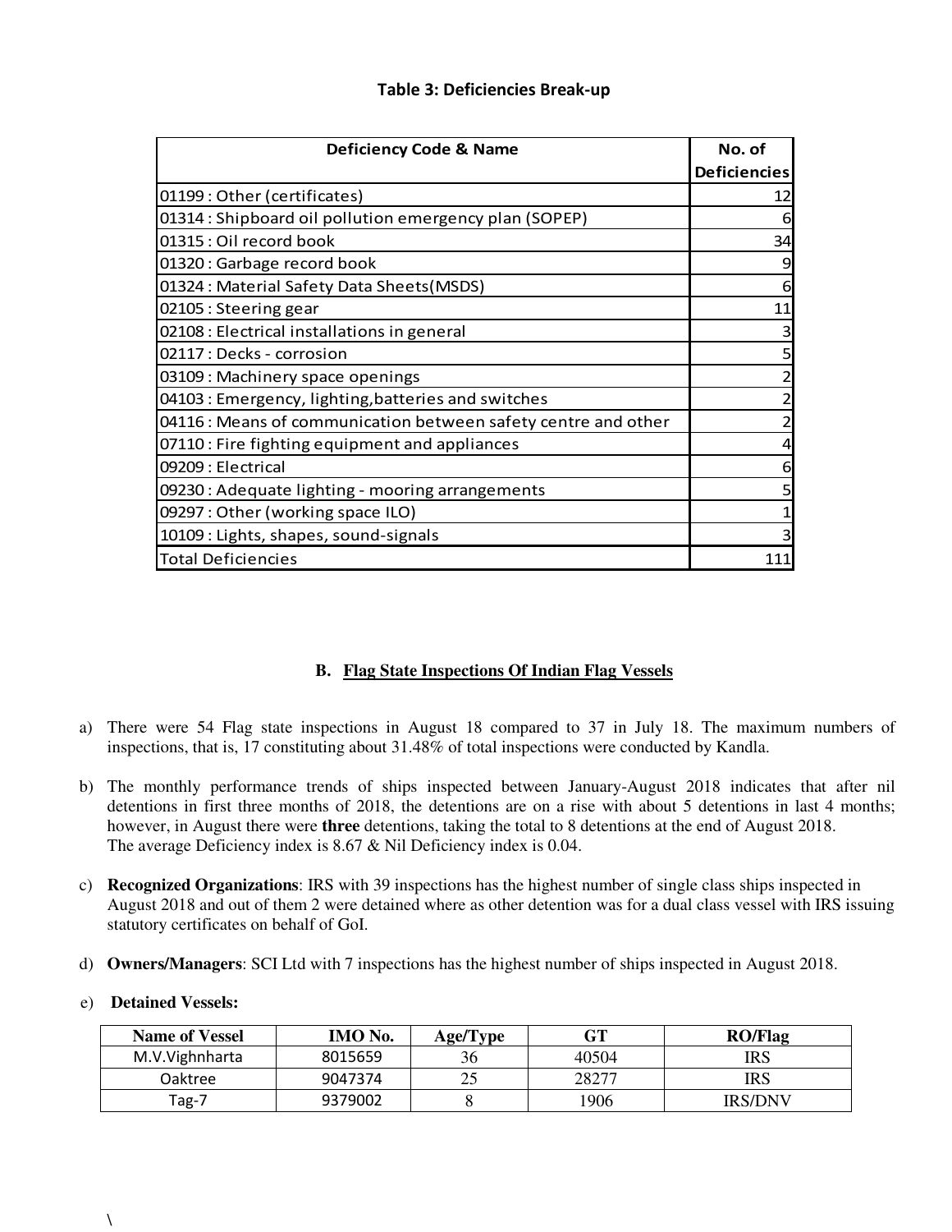### Table 3: Deficiencies Break-up

| Deficiency Code & Name | No. of Deficiencies |
|---|---|
| 01199 : Other (certificates) | 12 |
| 01314 : Shipboard oil pollution emergency plan (SOPEP) | 6 |
| 01315 : Oil record book | 34 |
| 01320 : Garbage record book | 9 |
| 01324 : Material Safety Data Sheets(MSDS) | 6 |
| 02105 : Steering gear | 11 |
| 02108 : Electrical installations in general | 3 |
| 02117 : Decks - corrosion | 5 |
| 03109 : Machinery space openings | 2 |
| 04103 : Emergency, lighting,batteries and switches | 2 |
| 04116 : Means of communication between safety centre and other | 2 |
| 07110 : Fire fighting equipment and appliances | 4 |
| 09209 : Electrical | 6 |
| 09230 : Adequate lighting - mooring arrangements | 5 |
| 09297 : Other (working space ILO) | 1 |
| 10109 : Lights, shapes, sound-signals | 3 |
| Total Deficiencies | 111 |

## B. Flag State Inspections Of Indian Flag Vessels

a) There were 54 Flag state inspections in August 18 compared to 37 in July 18. The maximum numbers of inspections, that is, 17 constituting about 31.48% of total inspections were conducted by Kandla.

b) The monthly performance trends of ships inspected between January-August 2018 indicates that after nil detentions in first three months of 2018, the detentions are on a rise with about 5 detentions in last 4 months; however, in August there were **three** detentions, taking the total to 8 detentions at the end of August 2018. The average Deficiency index is 8.67 & Nil Deficiency index is 0.04.

c) **Recognized Organizations**: IRS with 39 inspections has the highest number of single class ships inspected in August 2018 and out of them 2 were detained where as other detention was for a dual class vessel with IRS issuing statutory certificates on behalf of GoI.

d) **Owners/Managers**: SCI Ltd with 7 inspections has the highest number of ships inspected in August 2018.

e) **Detained Vessels:**

| Name of Vessel | IMO No. | Age/Type | GT | RO/Flag |
|---|---|---|---|---|
| M.V.Vighnharta | 8015659 | 36 | 40504 | IRS |
| Oaktree | 9047374 | 25 | 28277 | IRS |
| Tag-7 | 9379002 | 8 | 1906 | IRS/DNV |

\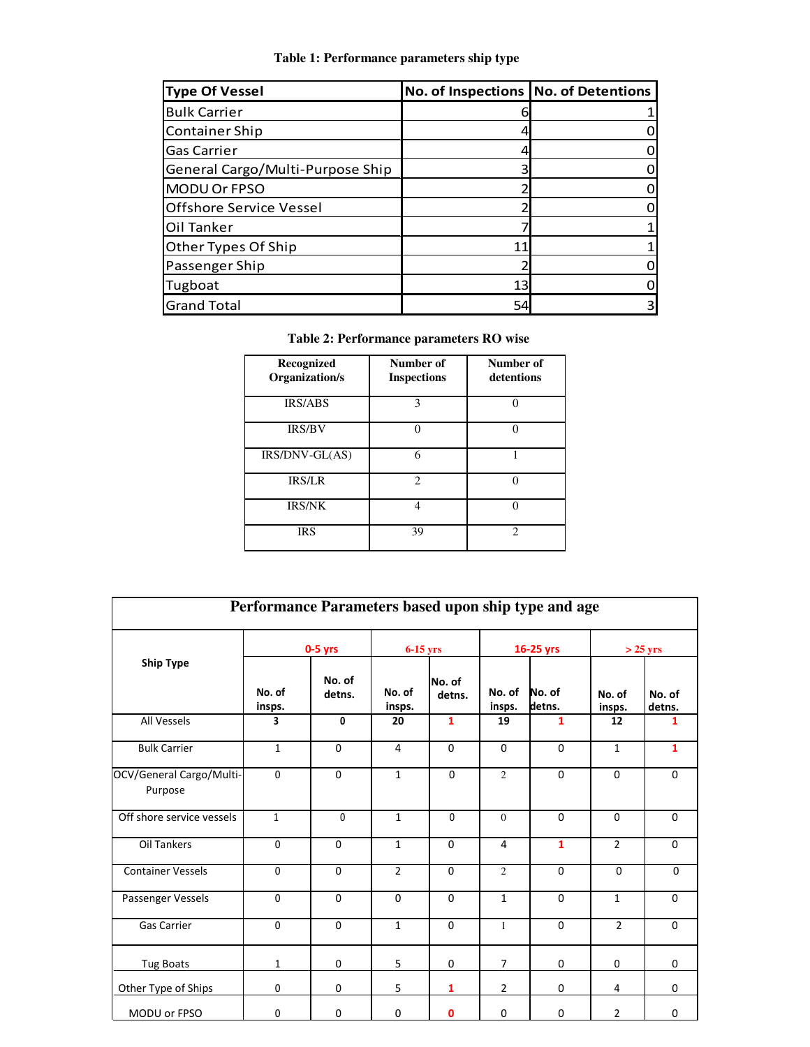**Table 1: Performance parameters ship type**

| Type Of Vessel | No. of Inspections | No. of Detentions |
|---|---|---|
| Bulk Carrier | 6 | 1 |
| Container Ship | 4 | 0 |
| Gas Carrier | 4 | 0 |
| General Cargo/Multi-Purpose Ship | 3 | 0 |
| MODU Or FPSO | 2 | 0 |
| Offshore Service Vessel | 2 | 0 |
| Oil Tanker | 7 | 1 |
| Other Types Of Ship | 11 | 1 |
| Passenger Ship | 2 | 0 |
| Tugboat | 13 | 0 |
| Grand Total | 54 | 3 |

**Table 2: Performance parameters RO wise**

| Recognized Organization/s | Number of Inspections | Number of detentions |
|---|---|---|
| IRS/ABS | 3 | 0 |
| IRS/BV | 0 | 0 |
| IRS/DNV-GL(AS) | 6 | 1 |
| IRS/LR | 2 | 0 |
| IRS/NK | 4 | 0 |
| IRS | 39 | 2 |

**Performance Parameters based upon ship type and age**

| Ship Type | 0-5 yrs | | 6-15 yrs | | 16-25 yrs | | > 25 yrs | |
|---|---|---|---|---|---|---|---|---|
| | No. of insps. | No. of detns. | No. of insps. | No. of detns. | No. of insps. | No. of detns. | No. of insps. | No. of detns. |
| All Vessels | **3** | **0** | **20** | **1** | **19** | **1** | **12** | **1** |
| Bulk Carrier | 1 | 0 | 4 | 0 | 0 | 0 | 1 | **1** |
| OCV/General Cargo/Multi-Purpose | 0 | 0 | 1 | 0 | 2 | 0 | 0 | 0 |
| Off shore service vessels | 1 | 0 | 1 | 0 | 0 | 0 | 0 | 0 |
| Oil Tankers | 0 | 0 | 1 | 0 | 4 | **1** | 2 | 0 |
| Container Vessels | 0 | 0 | 2 | 0 | 2 | 0 | 0 | 0 |
| Passenger Vessels | 0 | 0 | 0 | 0 | 1 | 0 | 1 | 0 |
| Gas Carrier | 0 | 0 | 1 | 0 | 1 | 0 | 2 | 0 |
| Tug Boats | 1 | 0 | 5 | 0 | 7 | 0 | 0 | 0 |
| Other Type of Ships | 0 | 0 | 5 | **1** | 2 | 0 | 4 | 0 |
| MODU or FPSO | 0 | 0 | 0 | **0** | 0 | 0 | 2 | 0 |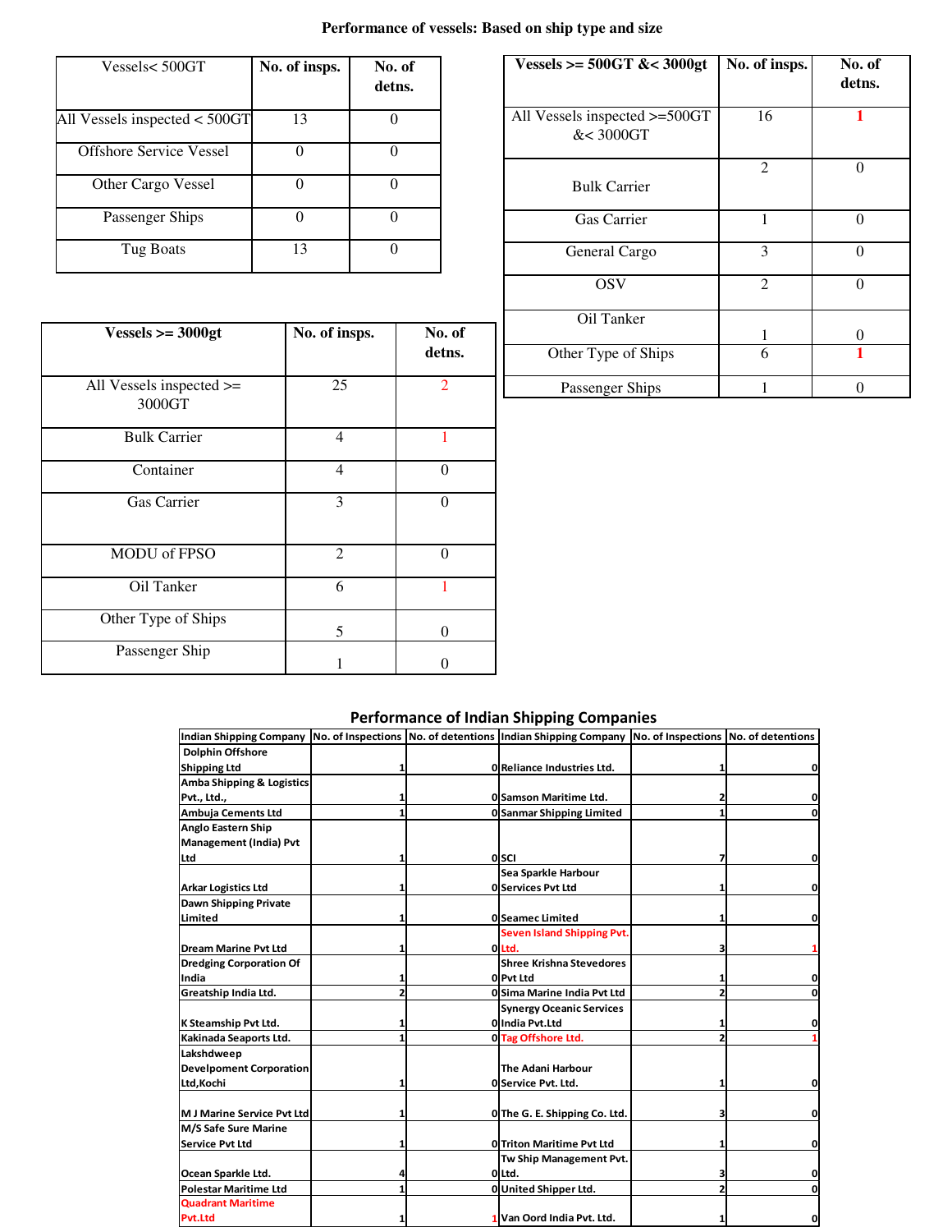# Performance of vessels: Based on ship type and size

| Vessels< 500GT | No. of insps. | No. of detns. |
|---|---|---|
| All Vessels inspected < 500GT | 13 | 0 |
| Offshore Service Vessel | 0 | 0 |
| Other Cargo Vessel | 0 | 0 |
| Passenger Ships | 0 | 0 |
| Tug Boats | 13 | 0 |

| Vessels >= 500GT &< 3000gt | No. of insps. | No. of detns. |
|---|---|---|
| All Vessels inspected >=500GT &< 3000GT | 16 | 1 |
| Bulk Carrier | 2 | 0 |
| Gas Carrier | 1 | 0 |
| General Cargo | 3 | 0 |
| OSV | 2 | 0 |
| Oil Tanker | 1 | 0 |
| Other Type of Ships | 6 | 1 |
| Passenger Ships | 1 | 0 |

| Vessels >= 3000gt | No. of insps. | No. of detns. |
|---|---|---|
| All Vessels inspected >= 3000GT | 25 | 2 |
| Bulk Carrier | 4 | 1 |
| Container | 4 | 0 |
| Gas Carrier | 3 | 0 |
| MODU of FPSO | 2 | 0 |
| Oil Tanker | 6 | 1 |
| Other Type of Ships | 5 | 0 |
| Passenger Ship | 1 | 0 |

## Performance of Indian Shipping Companies

| Indian Shipping Company | No. of Inspections | No. of detentions | Indian Shipping Company | No. of Inspections | No. of detentions |
|---|---|---|---|---|---|
| Dolphin Offshore Shipping Ltd | 1 | 0 | Reliance Industries Ltd. | 1 | 0 |
| Amba Shipping & Logistics Pvt., Ltd., | 1 | 0 | Samson Maritime Ltd. | 2 | 0 |
| Ambuja Cements Ltd | 1 | 0 | Sanmar Shipping Limited | 1 | 0 |
| Anglo Eastern Ship Management (India) Pvt Ltd | 1 | 0 | SCI | 7 | 0 |
| Arkar Logistics Ltd | 1 | 0 | Sea Sparkle Harbour Services Pvt Ltd | 1 | 0 |
| Dawn Shipping Private Limited | 1 | 0 | Seamec Limited | 1 | 0 |
| Dream Marine Pvt Ltd | 1 | 0 | Seven Island Shipping Pvt. Ltd. | 3 | 1 |
| Dredging Corporation Of India | 1 | 0 | Shree Krishna Stevedores Pvt Ltd | 1 | 0 |
| Greatship India Ltd. | 2 | 0 | Sima Marine India Pvt Ltd | 2 | 0 |
| K Steamship Pvt Ltd. | 1 | 0 | Synergy Oceanic Services India Pvt.Ltd | 1 | 0 |
| Kakinada Seaports Ltd. | 1 | 0 | Tag Offshore Ltd. | 2 | 1 |
| Lakshdweep Develpoment Corporation Ltd,Kochi | 1 | 0 | The Adani Harbour Service Pvt. Ltd. | 1 | 0 |
| M J Marine Service Pvt Ltd | 1 | 0 | The G. E. Shipping Co. Ltd. | 3 | 0 |
| M/S Safe Sure Marine Service Pvt Ltd | 1 | 0 | Triton Maritime Pvt Ltd | 1 | 0 |
| Ocean Sparkle Ltd. | 4 | 0 | Tw Ship Management Pvt. Ltd. | 3 | 0 |
| Polestar Maritime Ltd | 1 | 0 | United Shipper Ltd. | 2 | 0 |
| Quadrant Maritime Pvt.Ltd | 1 | 1 | Van Oord India Pvt. Ltd. | 1 | 0 |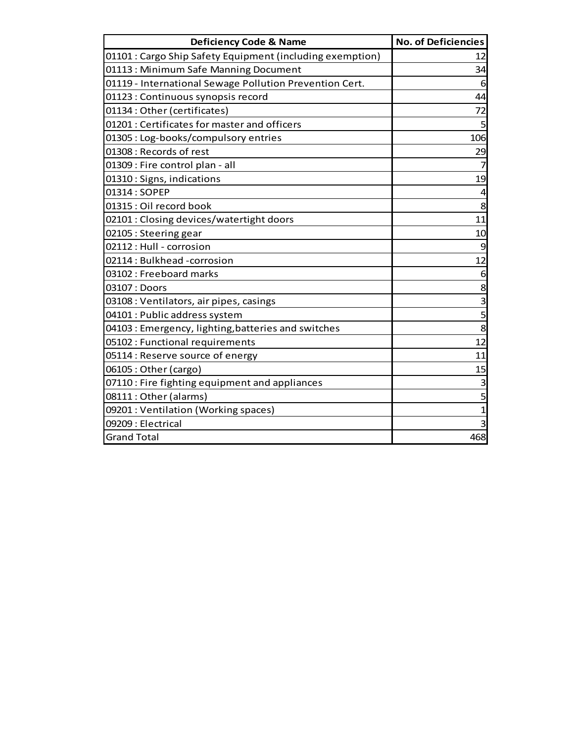| Deficiency Code & Name | No. of Deficiencies |
|---|---|
| 01101 : Cargo Ship Safety Equipment (including exemption) | 12 |
| 01113 : Minimum Safe Manning Document | 34 |
| 01119 - International Sewage Pollution Prevention Cert. | 6 |
| 01123 : Continuous synopsis record | 44 |
| 01134 : Other (certificates) | 72 |
| 01201 : Certificates for master and officers | 5 |
| 01305 : Log-books/compulsory entries | 106 |
| 01308 : Records of rest | 29 |
| 01309 : Fire control plan - all | 7 |
| 01310 : Signs, indications | 19 |
| 01314 : SOPEP | 4 |
| 01315 : Oil record book | 8 |
| 02101 : Closing devices/watertight doors | 11 |
| 02105 : Steering gear | 10 |
| 02112 : Hull - corrosion | 9 |
| 02114 : Bulkhead -corrosion | 12 |
| 03102 : Freeboard marks | 6 |
| 03107 : Doors | 8 |
| 03108 : Ventilators, air pipes, casings | 3 |
| 04101 : Public address system | 5 |
| 04103 : Emergency, lighting,batteries and switches | 8 |
| 05102 : Functional requirements | 12 |
| 05114 : Reserve source of energy | 11 |
| 06105 : Other (cargo) | 15 |
| 07110 : Fire fighting equipment and appliances | 3 |
| 08111 : Other (alarms) | 5 |
| 09201 : Ventilation (Working spaces) | 1 |
| 09209 : Electrical | 3 |
| Grand Total | 468 |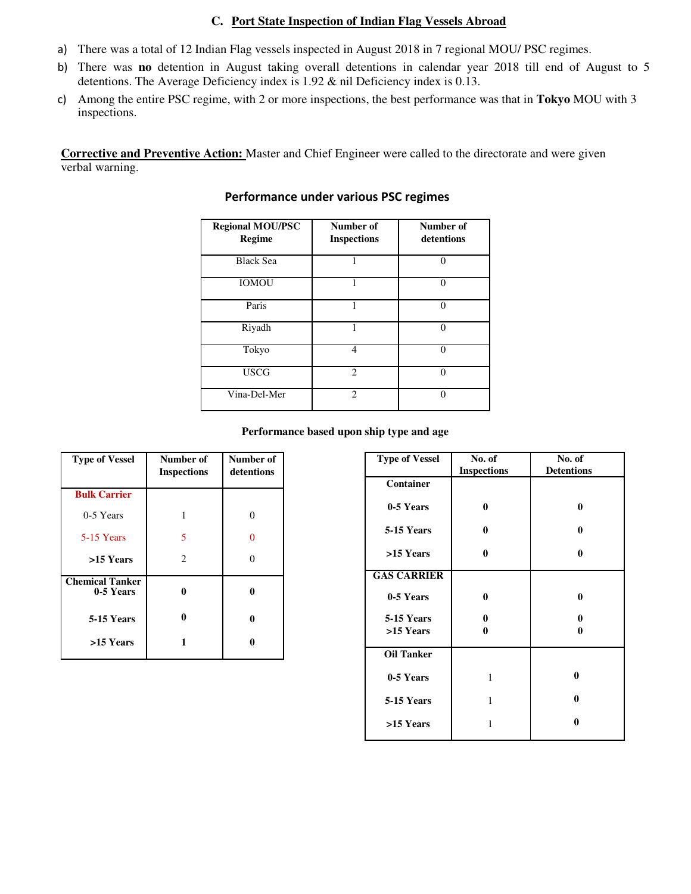## C. Port State Inspection of Indian Flag Vessels Abroad

a) There was a total of 12 Indian Flag vessels inspected in August 2018 in 7 regional MOU/ PSC regimes.

b) There was **no** detention in August taking overall detentions in calendar year 2018 till end of August to 5 detentions. The Average Deficiency index is 1.92 & nil Deficiency index is 0.13.

c) Among the entire PSC regime, with 2 or more inspections, the best performance was that in **Tokyo** MOU with 3 inspections.

**Corrective and Preventive Action:** Master and Chief Engineer were called to the directorate and were given verbal warning.

### Performance under various PSC regimes

| Regional MOU/PSC Regime | Number of Inspections | Number of detentions |
|---|---|---|
| Black Sea | 1 | 0 |
| IOMOU | 1 | 0 |
| Paris | 1 | 0 |
| Riyadh | 1 | 0 |
| Tokyo | 4 | 0 |
| USCG | 2 | 0 |
| Vina-Del-Mer | 2 | 0 |

### Performance based upon ship type and age

| Type of Vessel | Number of Inspections | Number of detentions |
|---|---|---|
| **Bulk Carrier** | | |
| 0-5 Years | 1 | 0 |
| 5-15 Years | 5 | 0 |
| **>15 Years** | 2 | 0 |
| **Chemical Tanker** | | |
| **0-5 Years** | **0** | **0** |
| **5-15 Years** | **0** | **0** |
| **>15 Years** | **1** | **0** |

| Type of Vessel | No. of Inspections | No. of Detentions |
|---|---|---|
| **Container** | | |
| **0-5 Years** | **0** | **0** |
| **5-15 Years** | **0** | **0** |
| **>15 Years** | **0** | **0** |
| **GAS CARRIER** | | |
| **0-5 Years** | **0** | **0** |
| **5-15 Years** | **0** | **0** |
| **>15 Years** | **0** | **0** |
| **Oil Tanker** | | |
| **0-5 Years** | 1 | **0** |
| **5-15 Years** | 1 | **0** |
| **>15 Years** | 1 | **0** |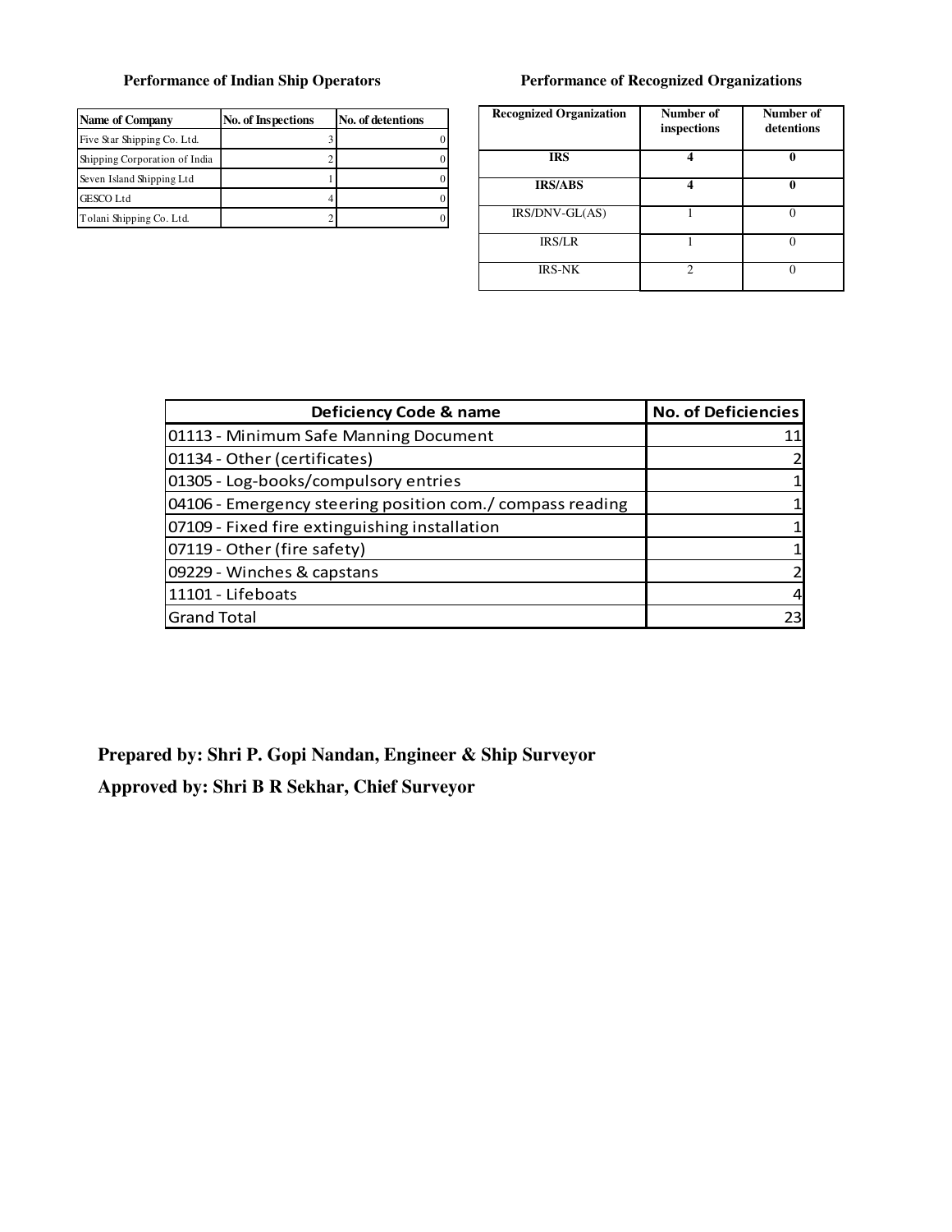**Performance of Indian Ship Operators**

| Name of Company | No. of Inspections | No. of detentions |
|---|---|---|
| Five Star Shipping Co. Ltd. | 3 | 0 |
| Shipping Corporation of India | 2 | 0 |
| Seven Island Shipping Ltd | 1 | 0 |
| GESCO Ltd | 4 | 0 |
| Tolani Shipping Co. Ltd. | 2 | 0 |

**Performance of Recognized Organizations**

| Recognized Organization | Number of inspections | Number of detentions |
|---|---|---|
| **IRS** | **4** | **0** |
| **IRS/ABS** | **4** | **0** |
| IRS/DNV-GL(AS) | 1 | 0 |
| IRS/LR | 1 | 0 |
| IRS-NK | 2 | 0 |

| Deficiency Code & name | No. of Deficiencies |
|---|---|
| 01113 - Minimum Safe Manning Document | 11 |
| 01134 - Other (certificates) | 2 |
| 01305 - Log-books/compulsory entries | 1 |
| 04106 - Emergency steering position com./ compass reading | 1 |
| 07109 - Fixed fire extinguishing installation | 1 |
| 07119 - Other (fire safety) | 1 |
| 09229 - Winches & capstans | 2 |
| 11101 - Lifeboats | 4 |
| Grand Total | 23 |

**Prepared by: Shri P. Gopi Nandan, Engineer & Ship Surveyor**

**Approved by: Shri B R Sekhar, Chief Surveyor**